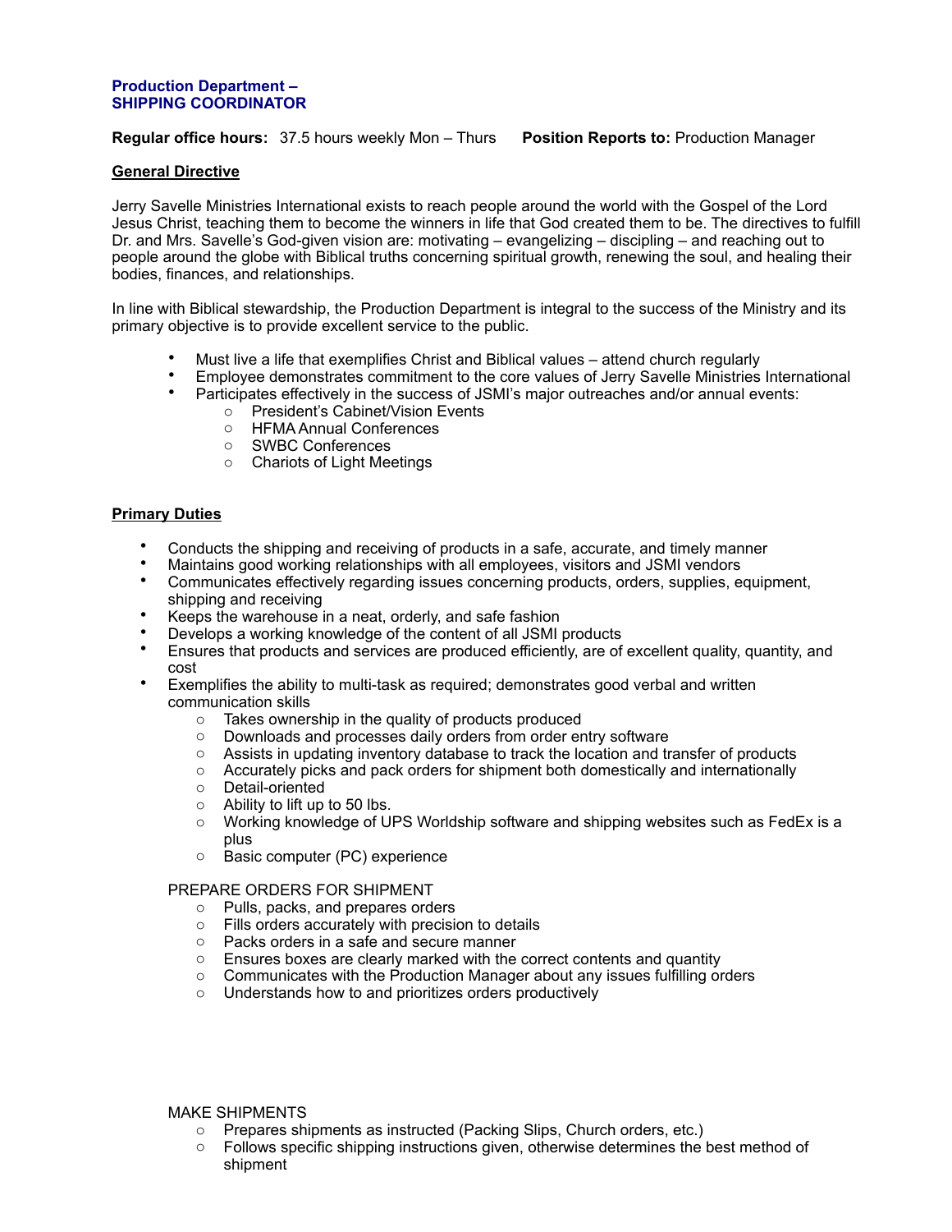**Production Department –**
**SHIPPING COORDINATOR**

**Regular office hours:** 37.5 hours weekly Mon – Thurs **Position Reports to:** Production Manager

**General Directive**

Jerry Savelle Ministries International exists to reach people around the world with the Gospel of the Lord Jesus Christ, teaching them to become the winners in life that God created them to be. The directives to fulfill Dr. and Mrs. Savelle's God-given vision are: motivating – evangelizing – discipling – and reaching out to people around the globe with Biblical truths concerning spiritual growth, renewing the soul, and healing their bodies, finances, and relationships.

In line with Biblical stewardship, the Production Department is integral to the success of the Ministry and its primary objective is to provide excellent service to the public.

- Must live a life that exemplifies Christ and Biblical values – attend church regularly
- Employee demonstrates commitment to the core values of Jerry Savelle Ministries International
- Participates effectively in the success of JSMI's major outreaches and/or annual events:
  - President's Cabinet/Vision Events
  - HFMA Annual Conferences
  - SWBC Conferences
  - Chariots of Light Meetings

**Primary Duties**

- Conducts the shipping and receiving of products in a safe, accurate, and timely manner
- Maintains good working relationships with all employees, visitors and JSMI vendors
- Communicates effectively regarding issues concerning products, orders, supplies, equipment, shipping and receiving
- Keeps the warehouse in a neat, orderly, and safe fashion
- Develops a working knowledge of the content of all JSMI products
- Ensures that products and services are produced efficiently, are of excellent quality, quantity, and cost
- Exemplifies the ability to multi-task as required; demonstrates good verbal and written communication skills
  - Takes ownership in the quality of products produced
  - Downloads and processes daily orders from order entry software
  - Assists in updating inventory database to track the location and transfer of products
  - Accurately picks and pack orders for shipment both domestically and internationally
  - Detail-oriented
  - Ability to lift up to 50 lbs.
  - Working knowledge of UPS Worldship software and shipping websites such as FedEx is a plus
  - Basic computer (PC) experience

PREPARE ORDERS FOR SHIPMENT

- Pulls, packs, and prepares orders
- Fills orders accurately with precision to details
- Packs orders in a safe and secure manner
- Ensures boxes are clearly marked with the correct contents and quantity
- Communicates with the Production Manager about any issues fulfilling orders
- Understands how to and prioritizes orders productively

MAKE SHIPMENTS

- Prepares shipments as instructed (Packing Slips, Church orders, etc.)
- Follows specific shipping instructions given, otherwise determines the best method of shipment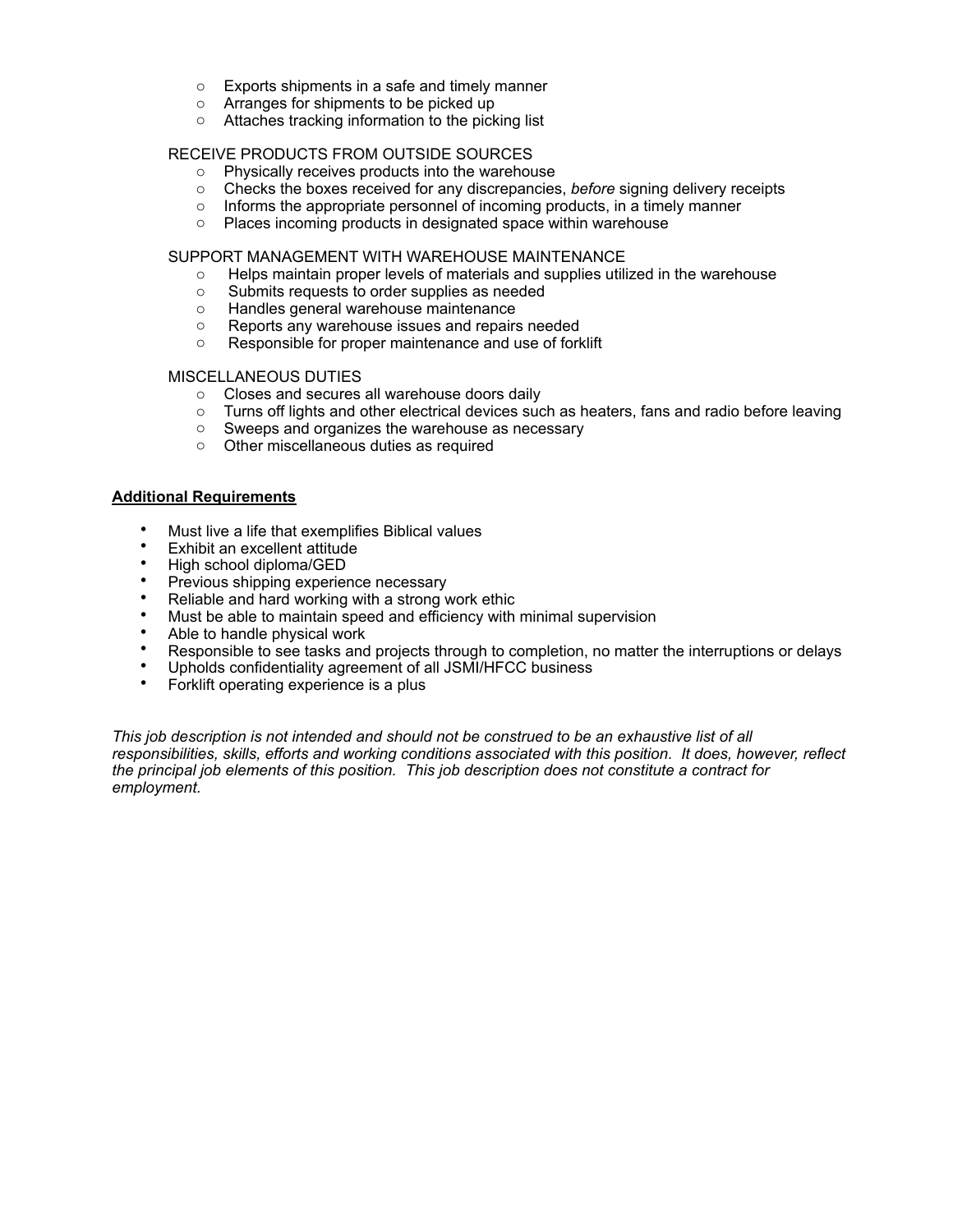- Exports shipments in a safe and timely manner
- Arranges for shipments to be picked up
- Attaches tracking information to the picking list

RECEIVE PRODUCTS FROM OUTSIDE SOURCES

- Physically receives products into the warehouse
- Checks the boxes received for any discrepancies, *before* signing delivery receipts
- Informs the appropriate personnel of incoming products, in a timely manner
- Places incoming products in designated space within warehouse

SUPPORT MANAGEMENT WITH WAREHOUSE MAINTENANCE

- Helps maintain proper levels of materials and supplies utilized in the warehouse
- Submits requests to order supplies as needed
- Handles general warehouse maintenance
- Reports any warehouse issues and repairs needed
- Responsible for proper maintenance and use of forklift

MISCELLANEOUS DUTIES

- Closes and secures all warehouse doors daily
- Turns off lights and other electrical devices such as heaters, fans and radio before leaving
- Sweeps and organizes the warehouse as necessary
- Other miscellaneous duties as required

**<u>Additional Requirements</u>**

- Must live a life that exemplifies Biblical values
- Exhibit an excellent attitude
- High school diploma/GED
- Previous shipping experience necessary
- Reliable and hard working with a strong work ethic
- Must be able to maintain speed and efficiency with minimal supervision
- Able to handle physical work
- Responsible to see tasks and projects through to completion, no matter the interruptions or delays
- Upholds confidentiality agreement of all JSMI/HFCC business
- Forklift operating experience is a plus

*This job description is not intended and should not be construed to be an exhaustive list of all responsibilities, skills, efforts and working conditions associated with this position. It does, however, reflect the principal job elements of this position. This job description does not constitute a contract for employment.*